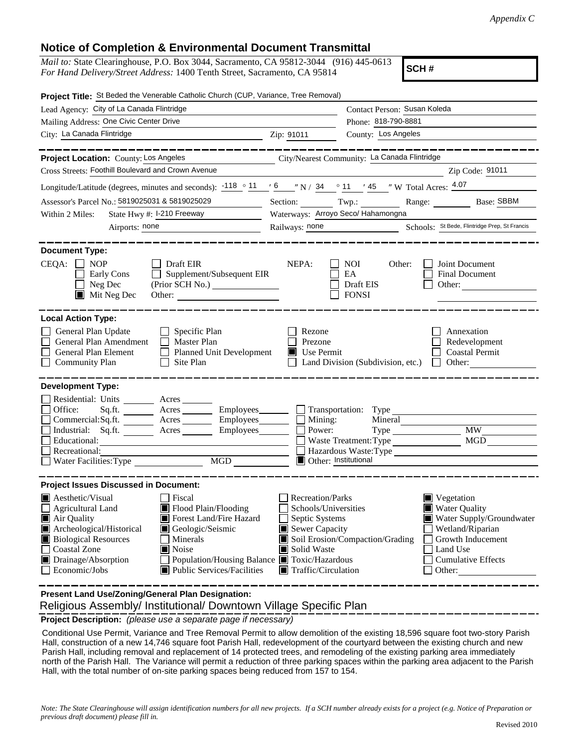*Appendix C*

# Notice of Completion & Environmental Document Transmittal

*Mail to:* State Clearinghouse, P.O. Box 3044, Sacramento, CA 95812-3044 (916) 445-0613
*For Hand Delivery/Street Address:* 1400 Tenth Street, Sacramento, CA 95814

**SCH #**

**Project Title:** St Beded the Venerable Catholic Church (CUP, Variance, Tree Removal)

Lead Agency: City of La Canada Flintridge
Contact Person: Susan Koleda
Mailing Address: One Civic Center Drive
Phone: 818-790-8881
City: La Canada Flintridge
Zip: 91011
County: Los Angeles

---

**Project Location:** County: Los Angeles
City/Nearest Community: La Canada Flintridge
Cross Streets: Foothill Boulevard and Crown Avenue
Zip Code: 91011
Longitude/Latitude (degrees, minutes and seconds): -118 ° 11 ′ 6 ″ N / 34 ° 11 ′ 45 ″ W Total Acres: 4.07
Assessor's Parcel No.: 5819025031 & 5819025029
Section: ___ Twp.: ___ Range: ___ Base: SBBM
Within 2 Miles: State Hwy #: I-210 Freeway
Waterways: Arroyo Seco/ Hahamongna
Airports: none
Railways: none
Schools: St Bede, Flintridge Prep, St Francis

---

**Document Type:**

CEQA:
- [ ] NOP
- [ ] Early Cons
- [ ] Neg Dec
- [x] Mit Neg Dec
- [ ] Draft EIR
- [ ] Supplement/Subsequent EIR (Prior SCH No.) ___
- Other: ___

NEPA:
- [ ] NOI
- [ ] EA
- [ ] Draft EIS
- [ ] FONSI

Other:
- [ ] Joint Document
- [ ] Final Document
- [ ] Other: ___

---

**Local Action Type:**

- [ ] General Plan Update
- [ ] General Plan Amendment
- [ ] General Plan Element
- [ ] Community Plan
- [ ] Specific Plan
- [ ] Master Plan
- [ ] Planned Unit Development
- [ ] Site Plan
- [ ] Rezone
- [ ] Prezone
- [x] Use Permit
- [ ] Land Division (Subdivision, etc.)
- [ ] Annexation
- [ ] Redevelopment
- [ ] Coastal Permit
- [ ] Other: ___

---

**Development Type:**

- [ ] Residential: Units ___ Acres ___
- [ ] Office: Sq.ft. ___ Acres ___ Employees ___
- [ ] Commercial: Sq.ft. ___ Acres ___ Employees ___
- [ ] Industrial: Sq.ft. ___ Acres ___ Employees ___
- [ ] Educational: ___
- [ ] Recreational: ___
- [ ] Water Facilities: Type ___ MGD ___
- [ ] Transportation: Type ___
- [ ] Mining: Mineral ___
- [ ] Power: Type ___ MW ___
- [ ] Waste Treatment: Type ___ MGD ___
- [ ] Hazardous Waste: Type ___
- [x] Other: Institutional

---

**Project Issues Discussed in Document:**

- [x] Aesthetic/Visual
- [ ] Agricultural Land
- [x] Air Quality
- [x] Archeological/Historical
- [x] Biological Resources
- [ ] Coastal Zone
- [x] Drainage/Absorption
- [ ] Economic/Jobs
- [ ] Fiscal
- [x] Flood Plain/Flooding
- [x] Forest Land/Fire Hazard
- [x] Geologic/Seismic
- [ ] Minerals
- [x] Noise
- [ ] Population/Housing Balance
- [x] Public Services/Facilities
- [ ] Recreation/Parks
- [ ] Schools/Universities
- [ ] Septic Systems
- [x] Sewer Capacity
- [x] Soil Erosion/Compaction/Grading
- [x] Solid Waste
- [x] Toxic/Hazardous
- [x] Traffic/Circulation
- [x] Vegetation
- [x] Water Quality
- [x] Water Supply/Groundwater
- [ ] Wetland/Riparian
- [ ] Growth Inducement
- [ ] Land Use
- [ ] Cumulative Effects
- [ ] Other: ___

---

**Present Land Use/Zoning/General Plan Designation:**

Religious Assembly/ Institutional/ Downtown Village Specific Plan

**Project Description:** *(please use a separate page if necessary)*

Conditional Use Permit, Variance and Tree Removal Permit to allow demolition of the existing 18,596 square foot two-story Parish Hall, construction of a new 14,746 square foot Parish Hall, redevelopment of the courtyard between the existing church and new Parish Hall, including removal and replacement of 14 protected trees, and remodeling of the existing parking area immediately north of the Parish Hall. The Variance will permit a reduction of three parking spaces within the parking area adjacent to the Parish Hall, with the total number of on-site parking spaces being reduced from 157 to 154.

*Note: The State Clearinghouse will assign identification numbers for all new projects. If a SCH number already exists for a project (e.g. Notice of Preparation or previous draft document) please fill in.*

Revised 2010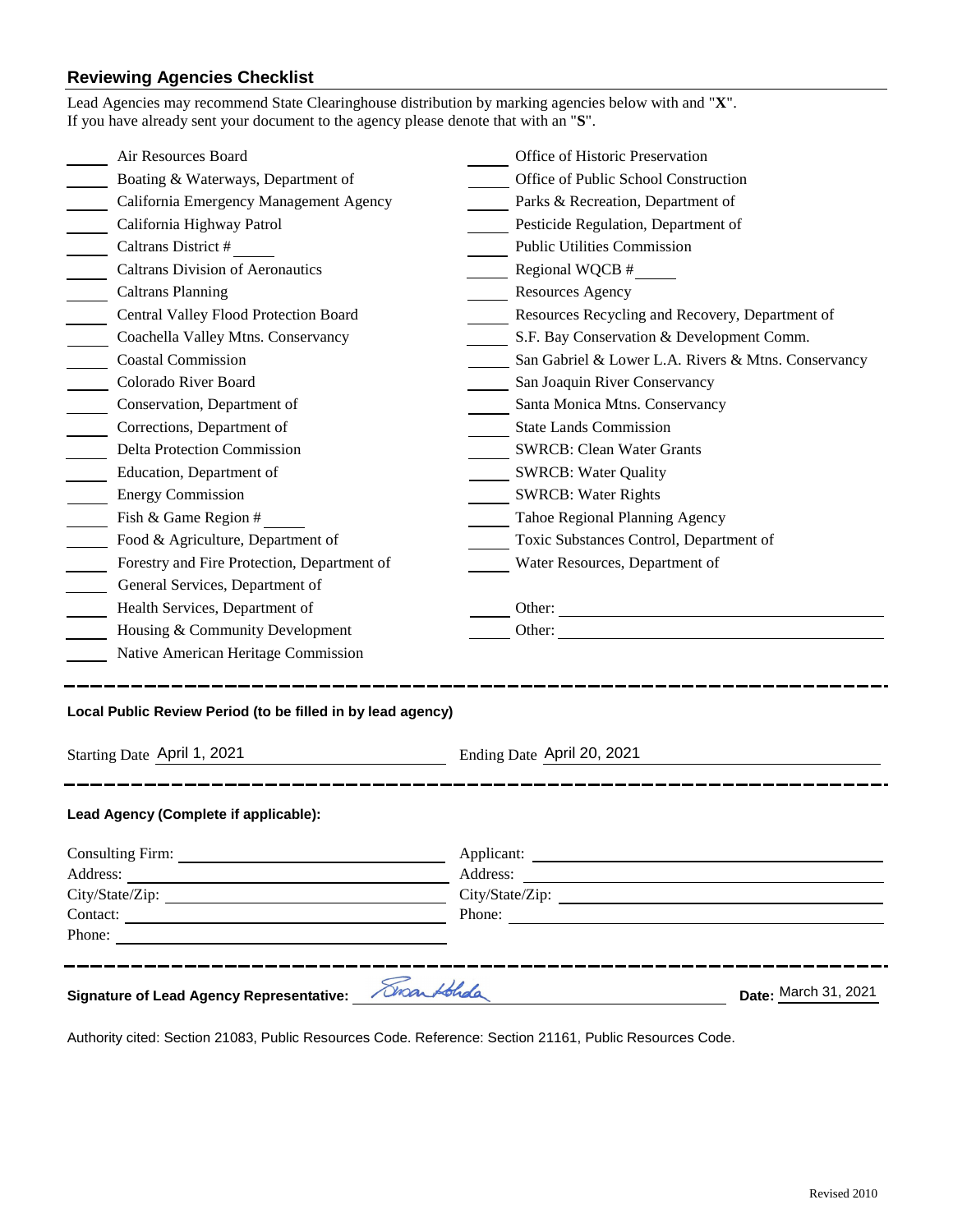## Reviewing Agencies Checklist

Lead Agencies may recommend State Clearinghouse distribution by marking agencies below with and "**X**".
If you have already sent your document to the agency please denote that with an "**S**".

- ____ Air Resources Board
- ____ Boating & Waterways, Department of
- ____ California Emergency Management Agency
- ____ California Highway Patrol
- ____ Caltrans District # ____
- ____ Caltrans Division of Aeronautics
- ____ Caltrans Planning
- ____ Central Valley Flood Protection Board
- ____ Coachella Valley Mtns. Conservancy
- ____ Coastal Commission
- ____ Colorado River Board
- ____ Conservation, Department of
- ____ Corrections, Department of
- ____ Delta Protection Commission
- ____ Education, Department of
- ____ Energy Commission
- ____ Fish & Game Region # ____
- ____ Food & Agriculture, Department of
- ____ Forestry and Fire Protection, Department of
- ____ General Services, Department of
- ____ Health Services, Department of
- ____ Housing & Community Development
- ____ Native American Heritage Commission
- ____ Office of Historic Preservation
- ____ Office of Public School Construction
- ____ Parks & Recreation, Department of
- ____ Pesticide Regulation, Department of
- ____ Public Utilities Commission
- ____ Regional WQCB # ____
- ____ Resources Agency
- ____ Resources Recycling and Recovery, Department of
- ____ S.F. Bay Conservation & Development Comm.
- ____ San Gabriel & Lower L.A. Rivers & Mtns. Conservancy
- ____ San Joaquin River Conservancy
- ____ Santa Monica Mtns. Conservancy
- ____ State Lands Commission
- ____ SWRCB: Clean Water Grants
- ____ SWRCB: Water Quality
- ____ SWRCB: Water Rights
- ____ Tahoe Regional Planning Agency
- ____ Toxic Substances Control, Department of
- ____ Water Resources, Department of
- ____ Other: ____
- ____ Other: ____

---

**Local Public Review Period (to be filled in by lead agency)**

Starting Date April 1, 2021 Ending Date April 20, 2021

---

**Lead Agency (Complete if applicable):**

Consulting Firm:
Address:
City/State/Zip:
Contact:
Phone:

Applicant:
Address:
City/State/Zip:
Phone:

---

**Signature of Lead Agency Representative:** Susan Kohda **Date:** March 31, 2021

Authority cited: Section 21083, Public Resources Code. Reference: Section 21161, Public Resources Code.

Revised 2010